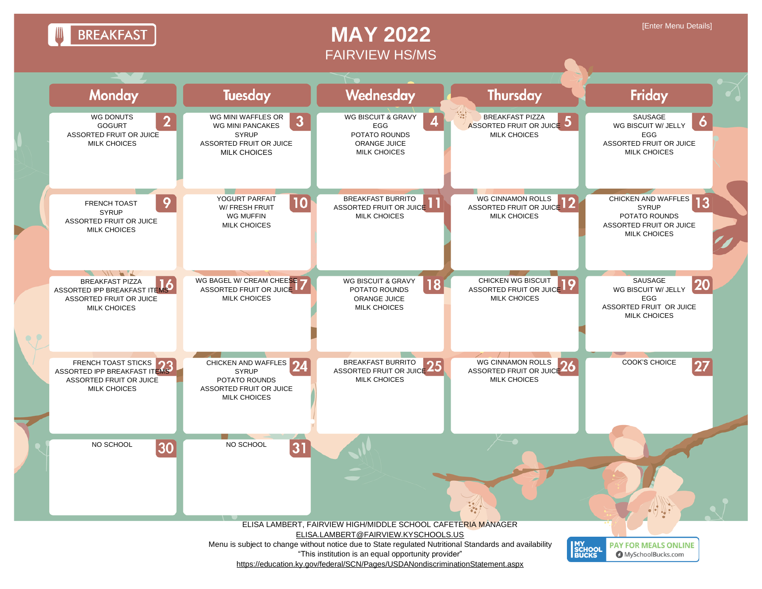# BREAKFAST

# MAY 2022

## FAIRVIEW HS/MS

[Enter Menu Details]

| Monday | Tuesday | Wednesday | Thursday | Friday |
|---|---|---|---|---|
| **2** WG DONUTS<br>GOGURT<br>ASSORTED FRUIT OR JUICE<br>MILK CHOICES | **3** WG MINI WAFFLES OR<br>WG MINI PANCAKES<br>SYRUP<br>ASSORTED FRUIT OR JUICE<br>MILK CHOICES | **4** WG BISCUIT & GRAVY<br>EGG<br>POTATO ROUNDS<br>ORANGE JUICE<br>MILK CHOICES | **5** BREAKFAST PIZZA<br>ASSORTED FRUIT OR JUICE<br>MILK CHOICES | **6** SAUSAGE<br>WG BISCUIT W/ JELLY<br>EGG<br>ASSORTED FRUIT OR JUICE<br>MILK CHOICES |
| **9** FRENCH TOAST<br>SYRUP<br>ASSORTED FRUIT OR JUICE<br>MILK CHOICES | **10** YOGURT PARFAIT<br>W/ FRESH FRUIT<br>WG MUFFIN<br>MILK CHOICES | **11** BREAKFAST BURRITO<br>ASSORTED FRUIT OR JUICE<br>MILK CHOICES | **12** WG CINNAMON ROLLS<br>ASSORTED FRUIT OR JUICE<br>MILK CHOICES | **13** CHICKEN AND WAFFLES<br>SYRUP<br>POTATO ROUNDS<br>ASSORTED FRUIT OR JUICE<br>MILK CHOICES |
| **16** BREAKFAST PIZZA<br>ASSORTED IPP BREAKFAST ITEMS<br>ASSORTED FRUIT OR JUICE<br>MILK CHOICES | **17** WG BAGEL W/ CREAM CHEESE<br>ASSORTED FRUIT OR JUICE<br>MILK CHOICES | **18** WG BISCUIT & GRAVY<br>POTATO ROUNDS<br>ORANGE JUICE<br>MILK CHOICES | **19** CHICKEN WG BISCUIT<br>ASSORTED FRUIT OR JUICE<br>MILK CHOICES | **20** SAUSAGE<br>WG BISCUIT W/ JELLY<br>EGG<br>ASSORTED FRUIT OR JUICE<br>MILK CHOICES |
| **23** FRENCH TOAST STICKS<br>ASSORTED IPP BREAKFAST ITEMS<br>ASSORTED FRUIT OR JUICE<br>MILK CHOICES | **24** CHICKEN AND WAFFLES<br>SYRUP<br>POTATO ROUNDS<br>ASSORTED FRUIT OR JUICE<br>MILK CHOICES | **25** BREAKFAST BURRITO<br>ASSORTED FRUIT OR JUICE<br>MILK CHOICES | **26** WG CINNAMON ROLLS<br>ASSORTED FRUIT OR JUICE<br>MILK CHOICES | **27** COOK'S CHOICE |
| **30** NO SCHOOL | **31** NO SCHOOL | | | |

ELISA LAMBERT, FAIRVIEW HIGH/MIDDLE SCHOOL CAFETERIA MANAGER

ELISA.LAMBERT@FAIRVIEW.KYSCHOOLS.US

Menu is subject to change without notice due to State regulated Nutritional Standards and availability

"This institution is an equal opportunity provider"

https://education.ky.gov/federal/SCN/Pages/USDANondiscriminationStatement.aspx

MY SCHOOL BUCKS — PAY FOR MEALS ONLINE — MySchoolBucks.com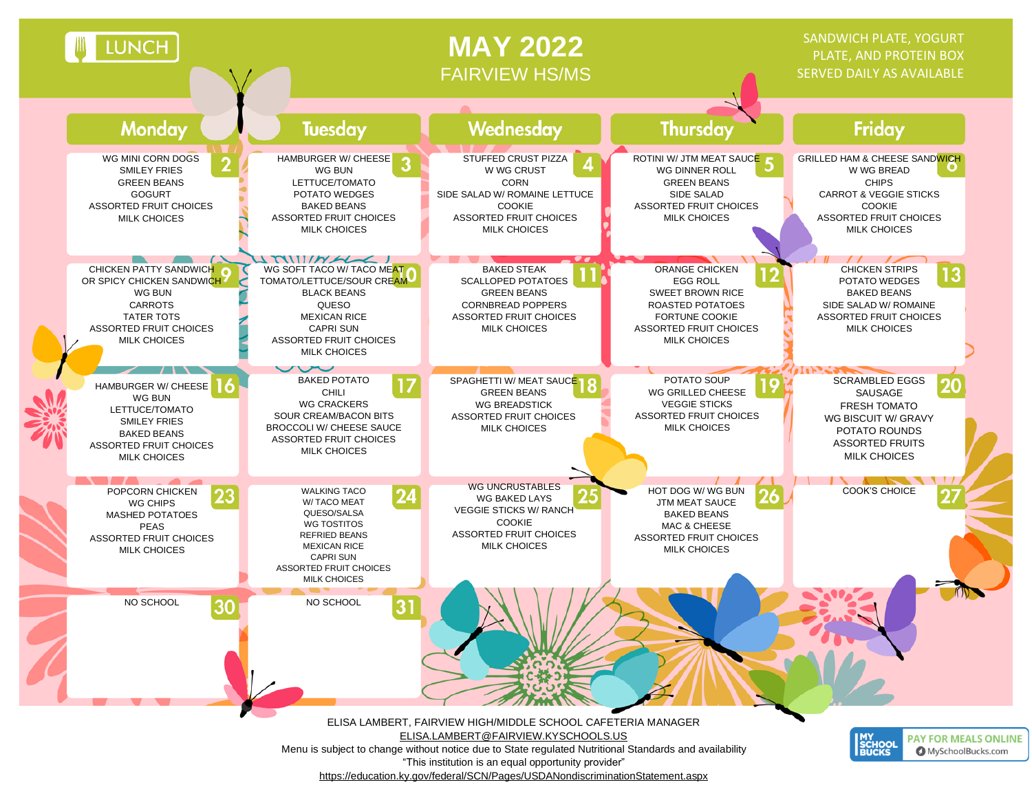# LUNCH

## MAY 2022

### FAIRVIEW HS/MS

SANDWICH PLATE, YOGURT PLATE, AND PROTEIN BOX SERVED DAILY AS AVAILABLE

| Monday | Tuesday | Wednesday | Thursday | Friday |
|---|---|---|---|---|
| **2** WG MINI CORN DOGS<br>SMILEY FRIES<br>GREEN BEANS<br>GOGURT<br>ASSORTED FRUIT CHOICES<br>MILK CHOICES | **3** HAMBURGER W/ CHEESE<br>WG BUN<br>LETTUCE/TOMATO<br>POTATO WEDGES<br>BAKED BEANS<br>ASSORTED FRUIT CHOICES<br>MILK CHOICES | **4** STUFFED CRUST PIZZA<br>W WG CRUST<br>CORN<br>SIDE SALAD W/ ROMAINE LETTUCE<br>COOKIE<br>ASSORTED FRUIT CHOICES<br>MILK CHOICES | **5** ROTINI W/ JTM MEAT SAUCE<br>WG DINNER ROLL<br>GREEN BEANS<br>SIDE SALAD<br>ASSORTED FRUIT CHOICES<br>MILK CHOICES | **6** GRILLED HAM & CHEESE SANDWICH<br>W WG BREAD<br>CHIPS<br>CARROT & VEGGIE STICKS<br>COOKIE<br>ASSORTED FRUIT CHOICES<br>MILK CHOICES |
| **9** CHICKEN PATTY SANDWICH<br>OR SPICY CHICKEN SANDWICH<br>WG BUN<br>CARROTS<br>TATER TOTS<br>ASSORTED FRUIT CHOICES<br>MILK CHOICES | **10** WG SOFT TACO W/ TACO MEAT<br>TOMATO/LETTUCE/SOUR CREAM<br>BLACK BEANS<br>QUESO<br>MEXICAN RICE<br>CAPRI SUN<br>ASSORTED FRUIT CHOICES<br>MILK CHOICES | **11** BAKED STEAK<br>SCALLOPED POTATOES<br>GREEN BEANS<br>CORNBREAD POPPERS<br>ASSORTED FRUIT CHOICES<br>MILK CHOICES | **12** ORANGE CHICKEN<br>EGG ROLL<br>SWEET BROWN RICE<br>ROASTED POTATOES<br>FORTUNE COOKIE<br>ASSORTED FRUIT CHOICES<br>MILK CHOICES | **13** CHICKEN STRIPS<br>POTATO WEDGES<br>BAKED BEANS<br>SIDE SALAD W/ ROMAINE<br>ASSORTED FRUIT CHOICES<br>MILK CHOICES |
| **16** HAMBURGER W/ CHEESE<br>WG BUN<br>LETTUCE/TOMATO<br>SMILEY FRIES<br>BAKED BEANS<br>ASSORTED FRUIT CHOICES<br>MILK CHOICES | **17** BAKED POTATO<br>CHILI<br>WG CRACKERS<br>SOUR CREAM/BACON BITS<br>BROCCOLI W/ CHEESE SAUCE<br>ASSORTED FRUIT CHOICES<br>MILK CHOICES | **18** SPAGHETTI W/ MEAT SAUCE<br>GREEN BEANS<br>WG BREADSTICK<br>ASSORTED FRUIT CHOICES<br>MILK CHOICES | **19** POTATO SOUP<br>WG GRILLED CHEESE<br>VEGGIE STICKS<br>ASSORTED FRUIT CHOICES<br>MILK CHOICES | **20** SCRAMBLED EGGS<br>SAUSAGE<br>FRESH TOMATO<br>WG BISCUIT W/ GRAVY<br>POTATO ROUNDS<br>ASSORTED FRUITS<br>MILK CHOICES |
| **23** POPCORN CHICKEN<br>WG CHIPS<br>MASHED POTATOES<br>PEAS<br>ASSORTED FRUIT CHOICES<br>MILK CHOICES | **24** WALKING TACO<br>W/ TACO MEAT<br>QUESO/SALSA<br>WG TOSTITOS<br>REFRIED BEANS<br>MEXICAN RICE<br>CAPRI SUN<br>ASSORTED FRUIT CHOICES<br>MILK CHOICES | **25** WG UNCRUSTABLES<br>WG BAKED LAYS<br>VEGGIE STICKS W/ RANCH<br>COOKIE<br>ASSORTED FRUIT CHOICES<br>MILK CHOICES | **26** HOT DOG W/ WG BUN<br>JTM MEAT SAUCE<br>BAKED BEANS<br>MAC & CHEESE<br>ASSORTED FRUIT CHOICES<br>MILK CHOICES | **27** COOK'S CHOICE |
| **30** NO SCHOOL | **31** NO SCHOOL | | | |

ELISA LAMBERT, FAIRVIEW HIGH/MIDDLE SCHOOL CAFETERIA MANAGER
ELISA.LAMBERT@FAIRVIEW.KYSCHOOLS.US
Menu is subject to change without notice due to State regulated Nutritional Standards and availability
"This institution is an equal opportunity provider"
https://education.ky.gov/federal/SCN/Pages/USDANondiscriminationStatement.aspx

MY SCHOOL BUCKS — PAY FOR MEALS ONLINE — MySchoolBucks.com